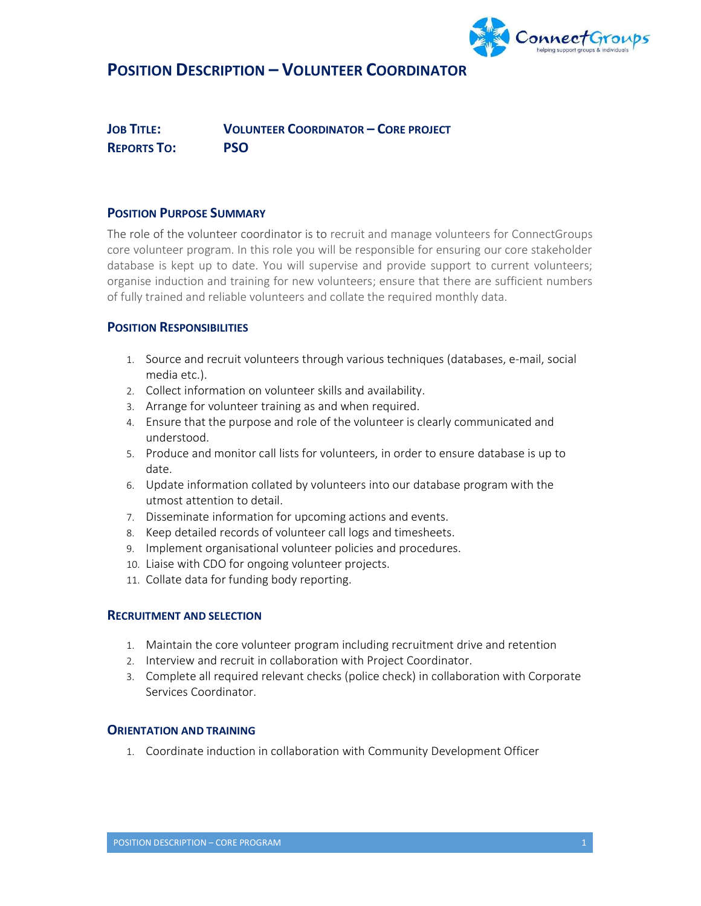# Position Description – Volunteer Coordinator

**Job Title:** Volunteer Coordinator – Core project
**Reports To:** PSO

## Position Purpose Summary

The role of the volunteer coordinator is to recruit and manage volunteers for ConnectGroups core volunteer program. In this role you will be responsible for ensuring our core stakeholder database is kept up to date. You will supervise and provide support to current volunteers; organise induction and training for new volunteers; ensure that there are sufficient numbers of fully trained and reliable volunteers and collate the required monthly data.

## Position Responsibilities

1. Source and recruit volunteers through various techniques (databases, e-mail, social media etc.).
2. Collect information on volunteer skills and availability.
3. Arrange for volunteer training as and when required.
4. Ensure that the purpose and role of the volunteer is clearly communicated and understood.
5. Produce and monitor call lists for volunteers, in order to ensure database is up to date.
6. Update information collated by volunteers into our database program with the utmost attention to detail.
7. Disseminate information for upcoming actions and events.
8. Keep detailed records of volunteer call logs and timesheets.
9. Implement organisational volunteer policies and procedures.
10. Liaise with CDO for ongoing volunteer projects.
11. Collate data for funding body reporting.

## Recruitment and Selection

1. Maintain the core volunteer program including recruitment drive and retention
2. Interview and recruit in collaboration with Project Coordinator.
3. Complete all required relevant checks (police check) in collaboration with Corporate Services Coordinator.

## Orientation and Training

1. Coordinate induction in collaboration with Community Development Officer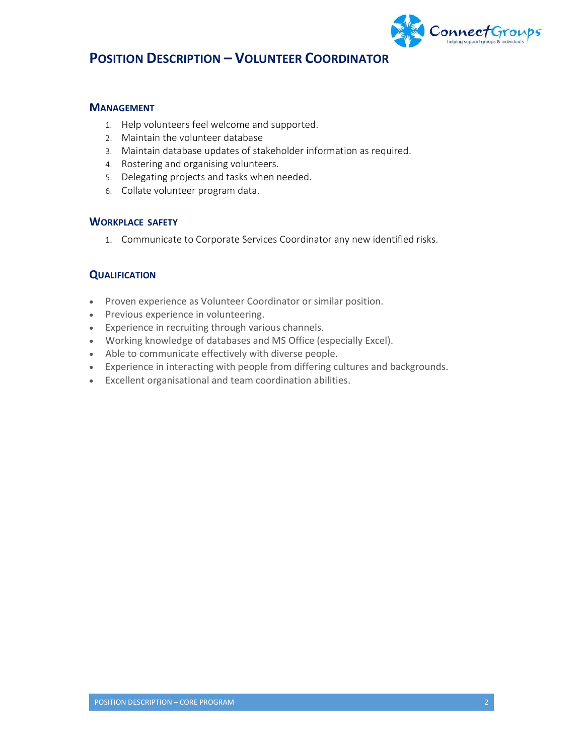# Position Description – Volunteer Coordinator

## Management

1. Help volunteers feel welcome and supported.
2. Maintain the volunteer database
3. Maintain database updates of stakeholder information as required.
4. Rostering and organising volunteers.
5. Delegating projects and tasks when needed.
6. Collate volunteer program data.

## Workplace Safety

1. Communicate to Corporate Services Coordinator any new identified risks.

## Qualification

- Proven experience as Volunteer Coordinator or similar position.
- Previous experience in volunteering.
- Experience in recruiting through various channels.
- Working knowledge of databases and MS Office (especially Excel).
- Able to communicate effectively with diverse people.
- Experience in interacting with people from differing cultures and backgrounds.
- Excellent organisational and team coordination abilities.